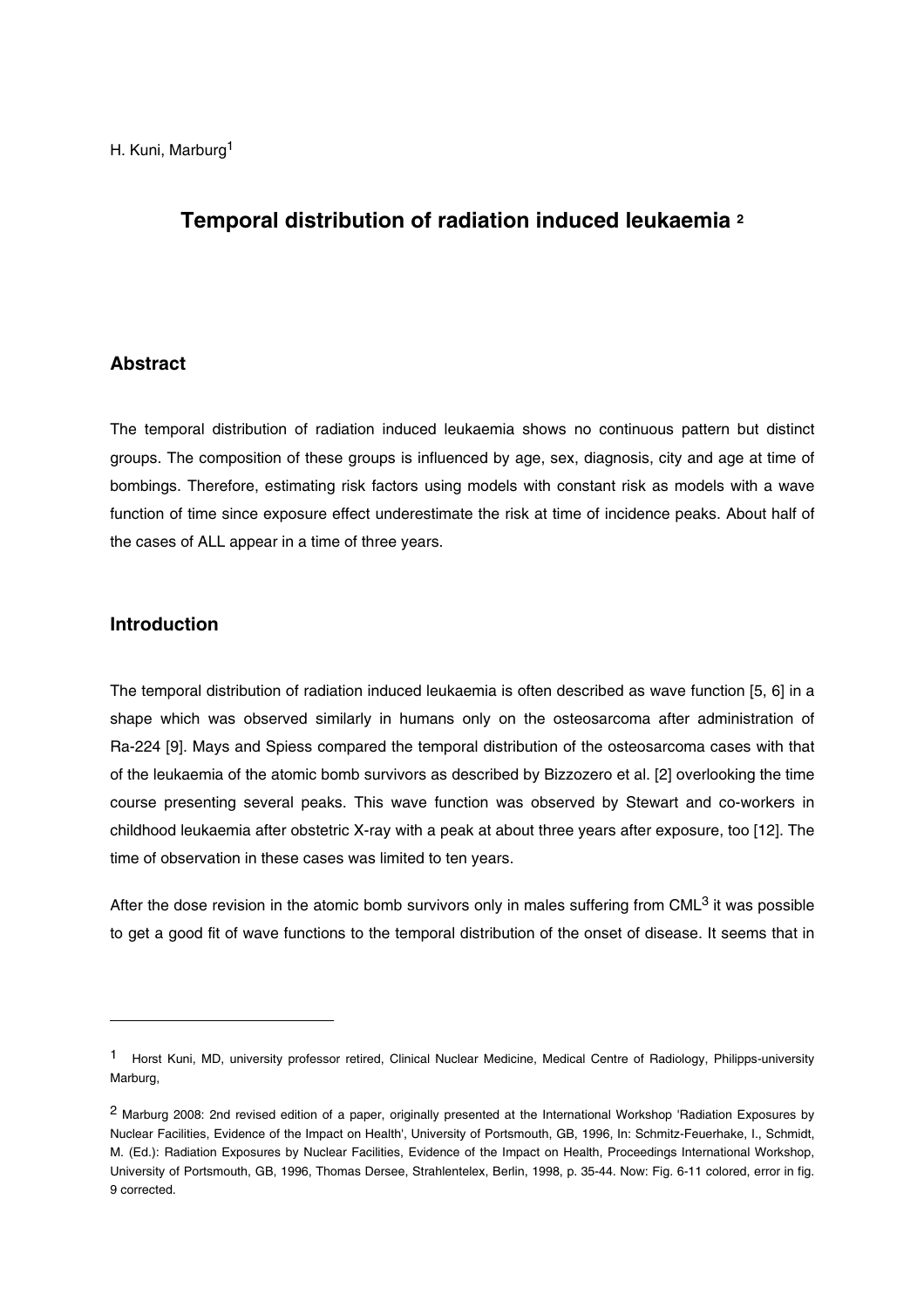H. Kuni, Marburg[1]

# Temporal distribution of radiation induced leukaemia [2]

## Abstract

The temporal distribution of radiation induced leukaemia shows no continuous pattern but distinct groups. The composition of these groups is influenced by age, sex, diagnosis, city and age at time of bombings. Therefore, estimating risk factors using models with constant risk as models with a wave function of time since exposure effect underestimate the risk at time of incidence peaks. About half of the cases of ALL appear in a time of three years.

## Introduction

The temporal distribution of radiation induced leukaemia is often described as wave function [5, 6] in a shape which was observed similarly in humans only on the osteosarcoma after administration of Ra-224 [9]. Mays and Spiess compared the temporal distribution of the osteosarcoma cases with that of the leukaemia of the atomic bomb survivors as described by Bizzozero et al. [2] overlooking the time course presenting several peaks. This wave function was observed by Stewart and co-workers in childhood leukaemia after obstetric X-ray with a peak at about three years after exposure, too [12]. The time of observation in these cases was limited to ten years.

After the dose revision in the atomic bomb survivors only in males suffering from CML[3] it was possible to get a good fit of wave functions to the temporal distribution of the onset of disease. It seems that in

---

[1] Horst Kuni, MD, university professor retired, Clinical Nuclear Medicine, Medical Centre of Radiology, Philipps-university Marburg,

[2] Marburg 2008: 2nd revised edition of a paper, originally presented at the International Workshop 'Radiation Exposures by Nuclear Facilities, Evidence of the Impact on Health', University of Portsmouth, GB, 1996, In: Schmitz-Feuerhake, I., Schmidt, M. (Ed.): Radiation Exposures by Nuclear Facilities, Evidence of the Impact on Health, Proceedings International Workshop, University of Portsmouth, GB, 1996, Thomas Dersee, Strahlentelex, Berlin, 1998, p. 35-44. Now: Fig. 6-11 colored, error in fig. 9 corrected.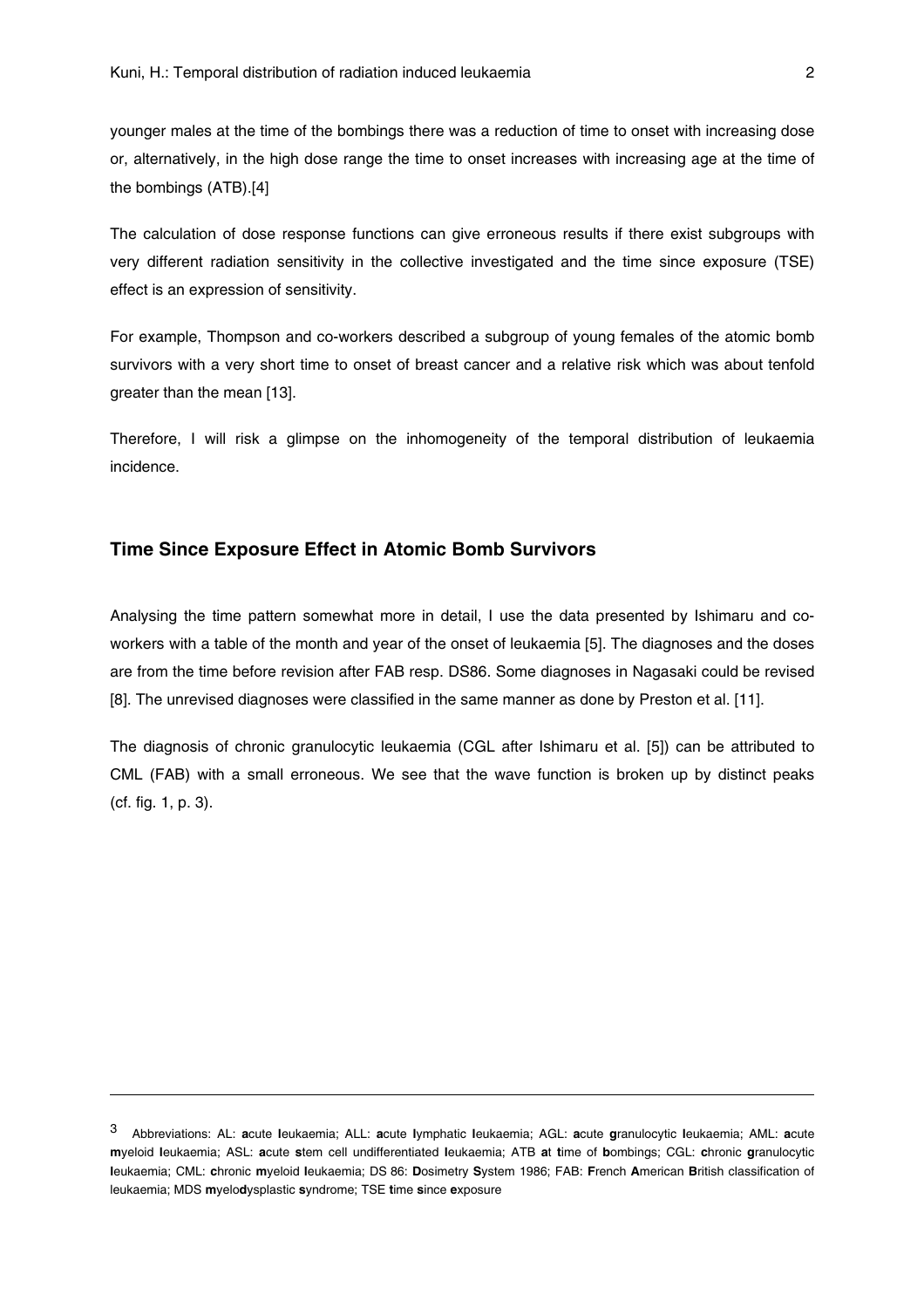younger males at the time of the bombings there was a reduction of time to onset with increasing dose or, alternatively, in the high dose range the time to onset increases with increasing age at the time of the bombings (ATB).[4]

The calculation of dose response functions can give erroneous results if there exist subgroups with very different radiation sensitivity in the collective investigated and the time since exposure (TSE) effect is an expression of sensitivity.

For example, Thompson and co-workers described a subgroup of young females of the atomic bomb survivors with a very short time to onset of breast cancer and a relative risk which was about tenfold greater than the mean [13].

Therefore, I will risk a glimpse on the inhomogeneity of the temporal distribution of leukaemia incidence.

## Time Since Exposure Effect in Atomic Bomb Survivors

Analysing the time pattern somewhat more in detail, I use the data presented by Ishimaru and co-workers with a table of the month and year of the onset of leukaemia [5]. The diagnoses and the doses are from the time before revision after FAB resp. DS86. Some diagnoses in Nagasaki could be revised [8]. The unrevised diagnoses were classified in the same manner as done by Preston et al. [11].

The diagnosis of chronic granulocytic leukaemia (CGL after Ishimaru et al. [5]) can be attributed to CML (FAB) with a small erroneous. We see that the wave function is broken up by distinct peaks (cf. fig. 1, p. 3).

---

[3] Abbreviations: AL: **a**cute **l**eukaemia; ALL: **a**cute **l**ymphatic **l**eukaemia; AGL: **a**cute **g**ranulocytic **l**eukaemia; AML: **a**cute **m**yeloid **l**eukaemia; ASL: **a**cute **s**tem cell undifferentiated **l**eukaemia; ATB **a**t **t**ime of **b**ombings; CGL: **c**hronic **g**ranulocytic **l**eukaemia; CML: **c**hronic **m**yeloid **l**eukaemia; DS 86: **D**osimetry **S**ystem 1986; FAB: **F**rench **A**merican **B**ritish classification of leukaemia; MDS **m**yelo**d**ysplastic **s**yndrome; TSE **t**ime **s**ince **e**xposure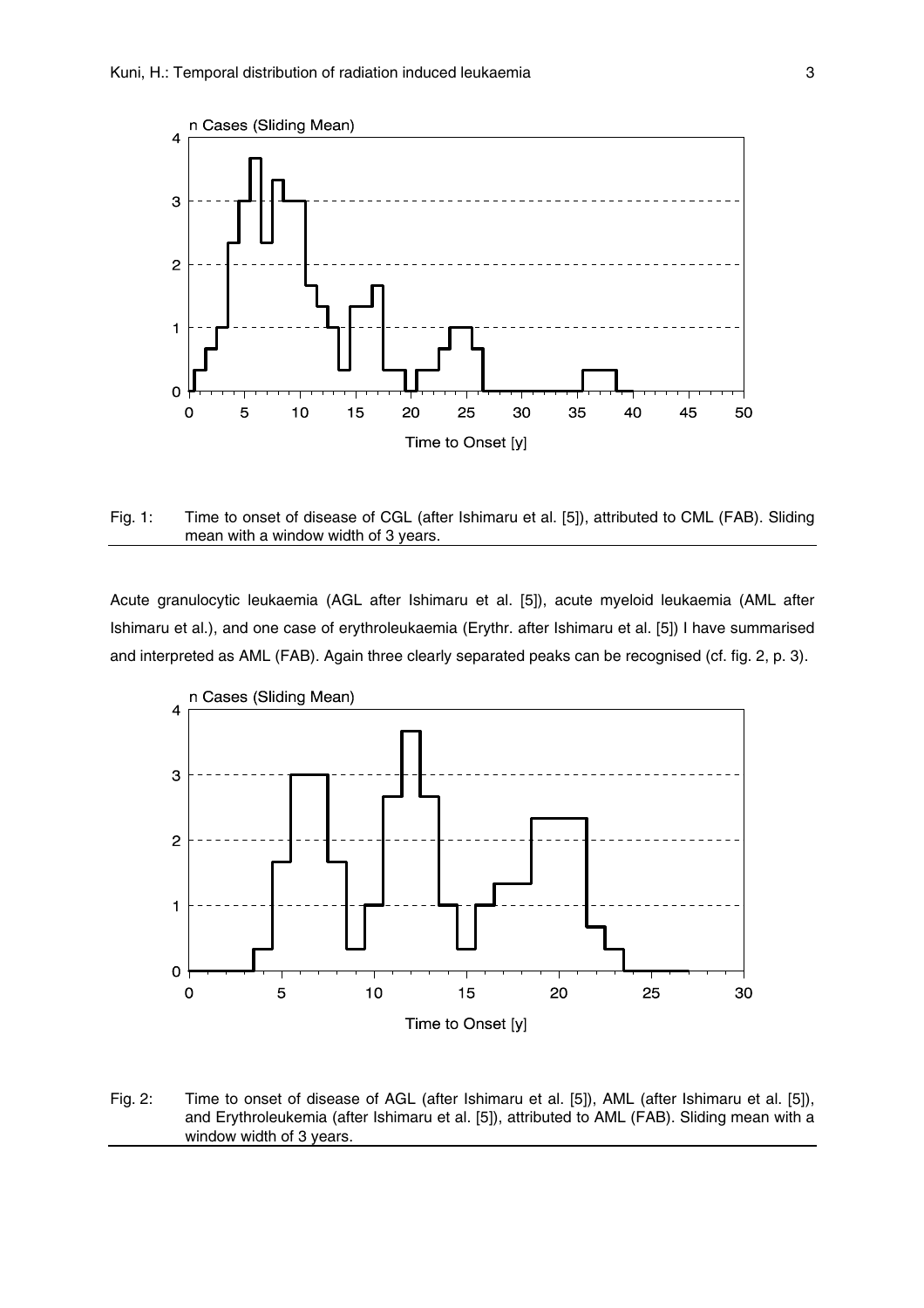Fig. 1: Time to onset of disease of CGL (after Ishimaru et al. [5]), attributed to CML (FAB). Sliding mean with a window width of 3 years.

Acute granulocytic leukaemia (AGL after Ishimaru et al. [5]), acute myeloid leukaemia (AML after Ishimaru et al.), and one case of erythroleukaemia (Erythr. after Ishimaru et al. [5]) I have summarised and interpreted as AML (FAB). Again three clearly separated peaks can be recognised (cf. fig. 2, p. 3).

Fig. 2: Time to onset of disease of AGL (after Ishimaru et al. [5]), AML (after Ishimaru et al. [5]), and Erythroleukemia (after Ishimaru et al. [5]), attributed to AML (FAB). Sliding mean with a window width of 3 years.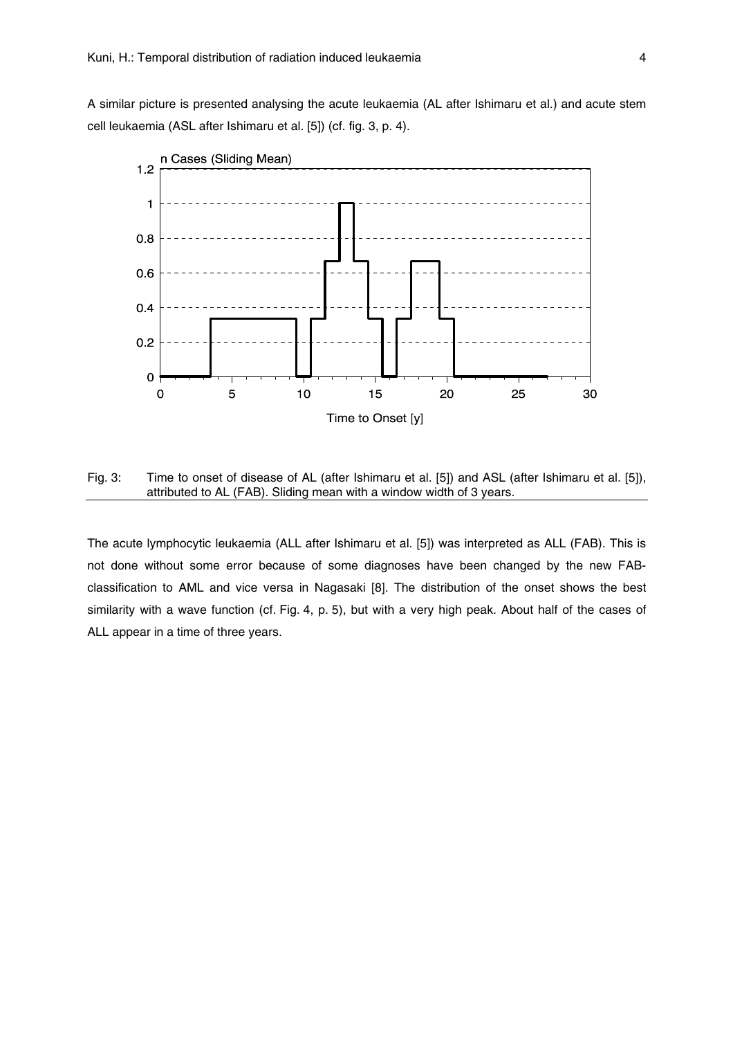A similar picture is presented analysing the acute leukaemia (AL after Ishimaru et al.) and acute stem cell leukaemia (ASL after Ishimaru et al. [5]) (cf. fig. 3, p. 4).

Fig. 3: Time to onset of disease of AL (after Ishimaru et al. [5]) and ASL (after Ishimaru et al. [5]), attributed to AL (FAB). Sliding mean with a window width of 3 years.

The acute lymphocytic leukaemia (ALL after Ishimaru et al. [5]) was interpreted as ALL (FAB). This is not done without some error because of some diagnoses have been changed by the new FAB-classification to AML and vice versa in Nagasaki [8]. The distribution of the onset shows the best similarity with a wave function (cf. Fig. 4, p. 5), but with a very high peak. About half of the cases of ALL appear in a time of three years.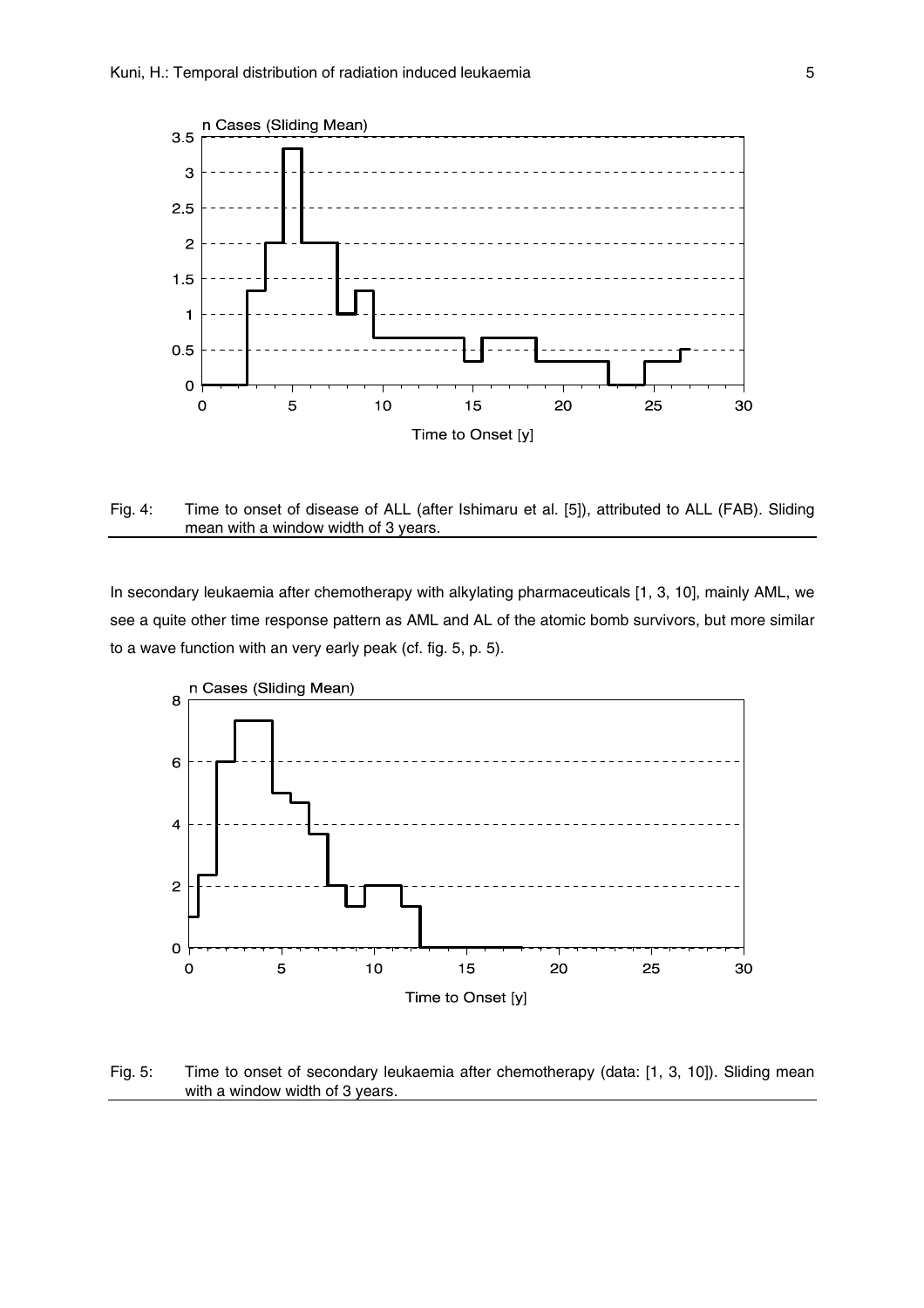Fig. 4: Time to onset of disease of ALL (after Ishimaru et al. [5]), attributed to ALL (FAB). Sliding mean with a window width of 3 years.

In secondary leukaemia after chemotherapy with alkylating pharmaceuticals [1, 3, 10], mainly AML, we see a quite other time response pattern as AML and AL of the atomic bomb survivors, but more similar to a wave function with an very early peak (cf. fig. 5, p. 5).

Fig. 5: Time to onset of secondary leukaemia after chemotherapy (data: [1, 3, 10]). Sliding mean with a window width of 3 years.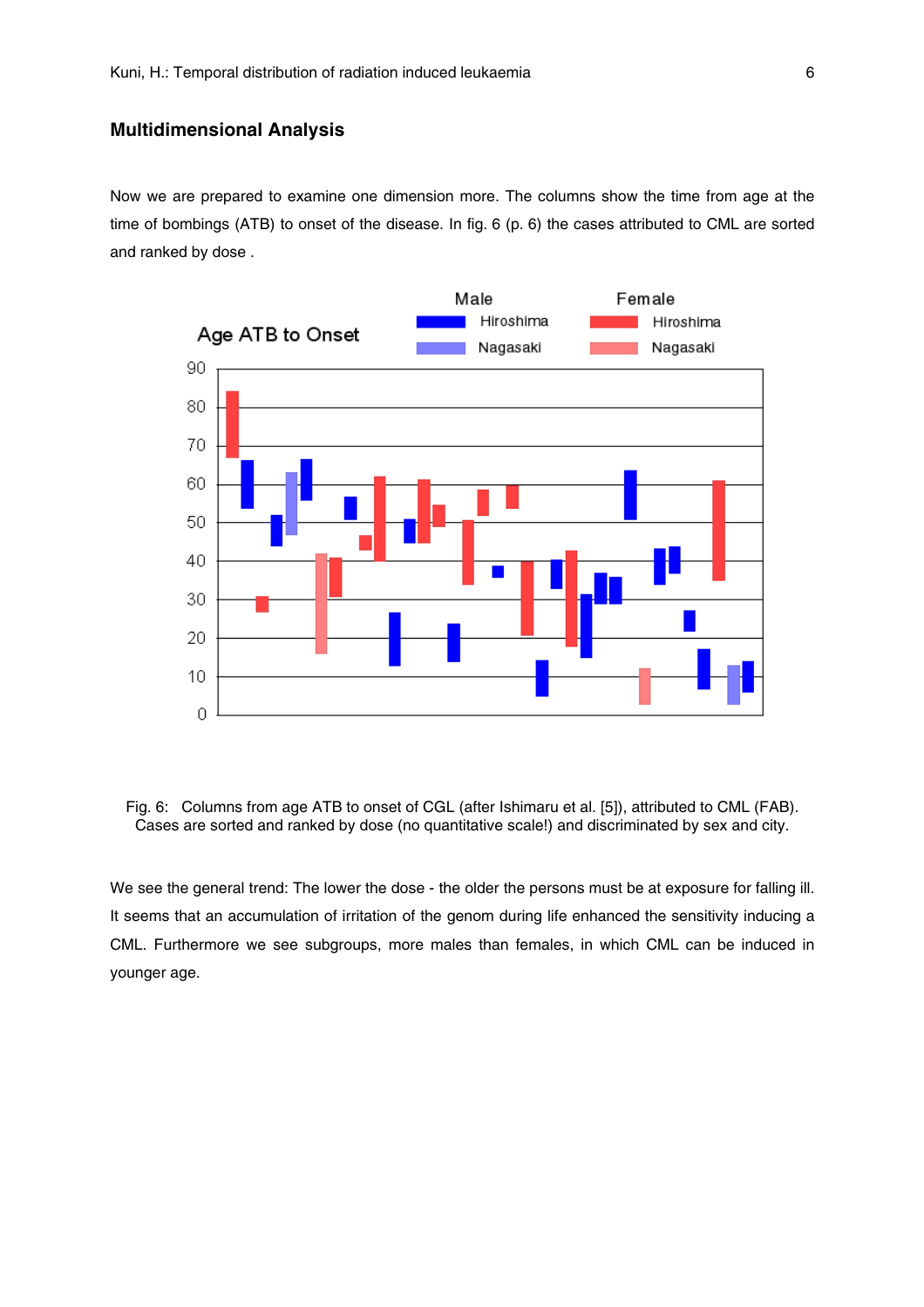## Multidimensional Analysis

Now we are prepared to examine one dimension more. The columns show the time from age at the time of bombings (ATB) to onset of the disease. In fig. 6 (p. 6) the cases attributed to CML are sorted and ranked by dose .

Fig. 6: Columns from age ATB to onset of CGL (after Ishimaru et al. [5]), attributed to CML (FAB). Cases are sorted and ranked by dose (no quantitative scale!) and discriminated by sex and city.

We see the general trend: The lower the dose - the older the persons must be at exposure for falling ill. It seems that an accumulation of irritation of the genom during life enhanced the sensitivity inducing a CML. Furthermore we see subgroups, more males than females, in which CML can be induced in younger age.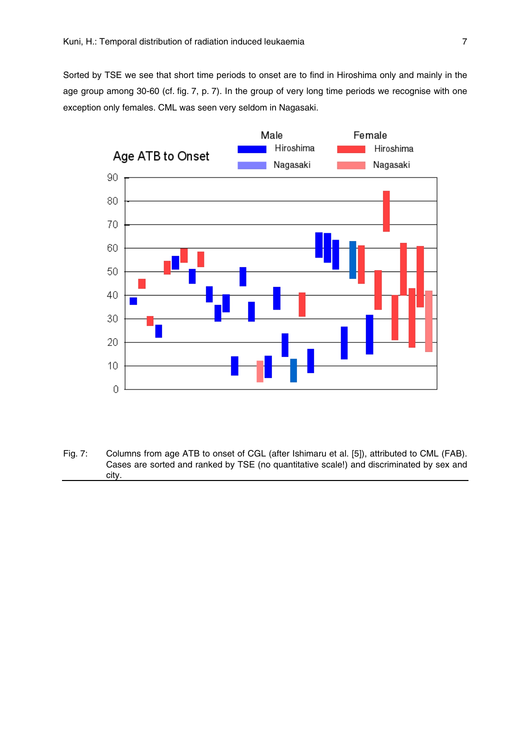Sorted by TSE we see that short time periods to onset are to find in Hiroshima only and mainly in the age group among 30-60 (cf. fig. 7, p. 7). In the group of very long time periods we recognise with one exception only females. CML was seen very seldom in Nagasaki.

Fig. 7: Columns from age ATB to onset of CGL (after Ishimaru et al. [5]), attributed to CML (FAB). Cases are sorted and ranked by TSE (no quantitative scale!) and discriminated by sex and city.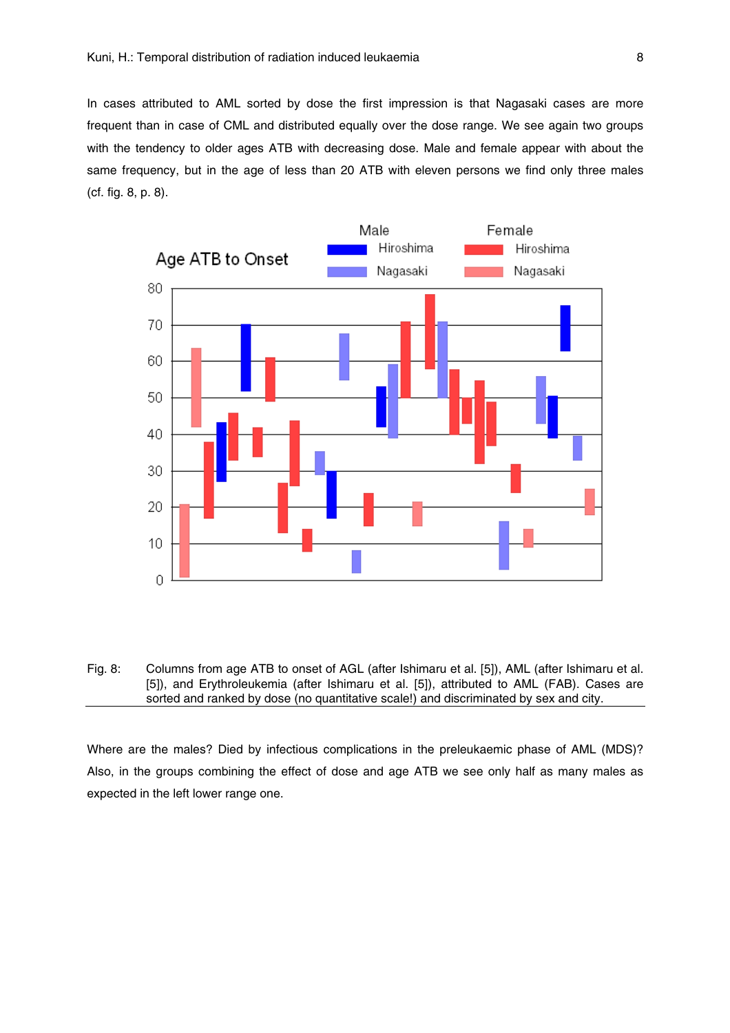In cases attributed to AML sorted by dose the first impression is that Nagasaki cases are more frequent than in case of CML and distributed equally over the dose range. We see again two groups with the tendency to older ages ATB with decreasing dose. Male and female appear with about the same frequency, but in the age of less than 20 ATB with eleven persons we find only three males (cf. fig. 8, p. 8).

Fig. 8: Columns from age ATB to onset of AGL (after Ishimaru et al. [5]), AML (after Ishimaru et al. [5]), and Erythroleukemia (after Ishimaru et al. [5]), attributed to AML (FAB). Cases are sorted and ranked by dose (no quantitative scale!) and discriminated by sex and city.

Where are the males? Died by infectious complications in the preleukaemic phase of AML (MDS)? Also, in the groups combining the effect of dose and age ATB we see only half as many males as expected in the left lower range one.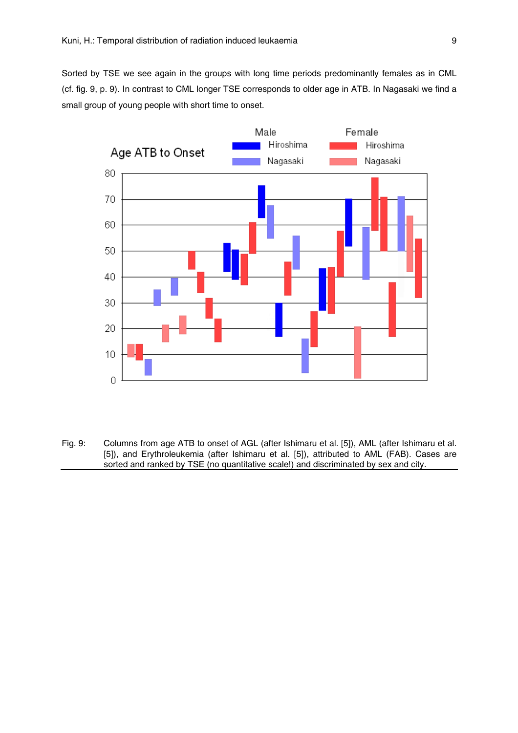Sorted by TSE we see again in the groups with long time periods predominantly females as in CML (cf. fig. 9, p. 9). In contrast to CML longer TSE corresponds to older age in ATB. In Nagasaki we find a small group of young people with short time to onset.

Fig. 9: Columns from age ATB to onset of AGL (after Ishimaru et al. [5]), AML (after Ishimaru et al. [5]), and Erythroleukemia (after Ishimaru et al. [5]), attributed to AML (FAB). Cases are sorted and ranked by TSE (no quantitative scale!) and discriminated by sex and city.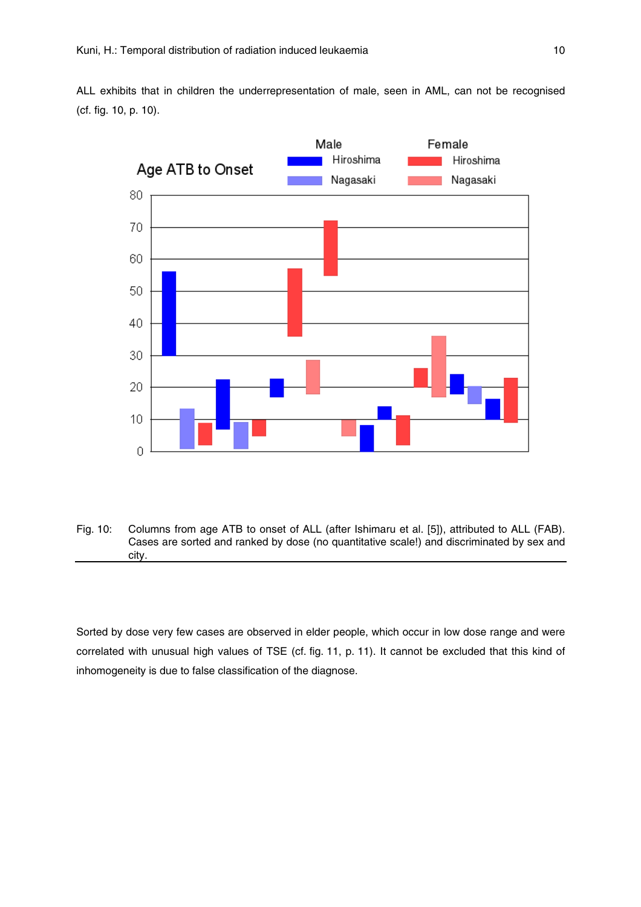ALL exhibits that in children the underrepresentation of male, seen in AML, can not be recognised (cf. fig. 10, p. 10).

Fig. 10: Columns from age ATB to onset of ALL (after Ishimaru et al. [5]), attributed to ALL (FAB). Cases are sorted and ranked by dose (no quantitative scale!) and discriminated by sex and city.

Sorted by dose very few cases are observed in elder people, which occur in low dose range and were correlated with unusual high values of TSE (cf. fig. 11, p. 11). It cannot be excluded that this kind of inhomogeneity is due to false classification of the diagnose.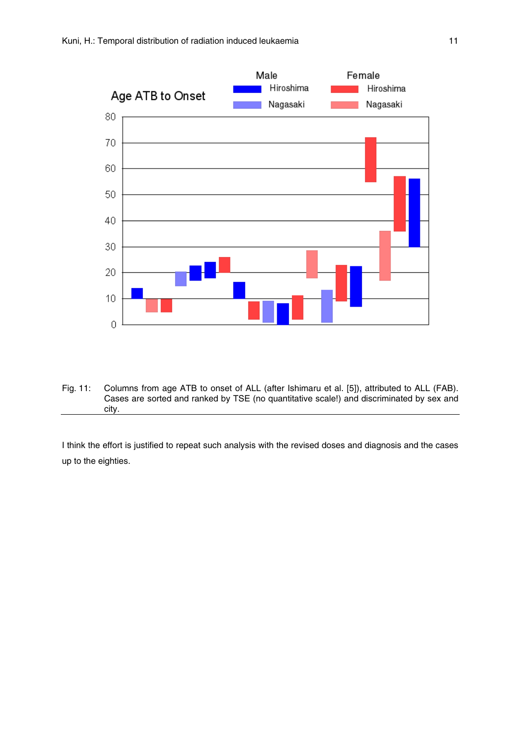Fig. 11: Columns from age ATB to onset of ALL (after Ishimaru et al. [5]), attributed to ALL (FAB). Cases are sorted and ranked by TSE (no quantitative scale!) and discriminated by sex and city.

I think the effort is justified to repeat such analysis with the revised doses and diagnosis and the cases up to the eighties.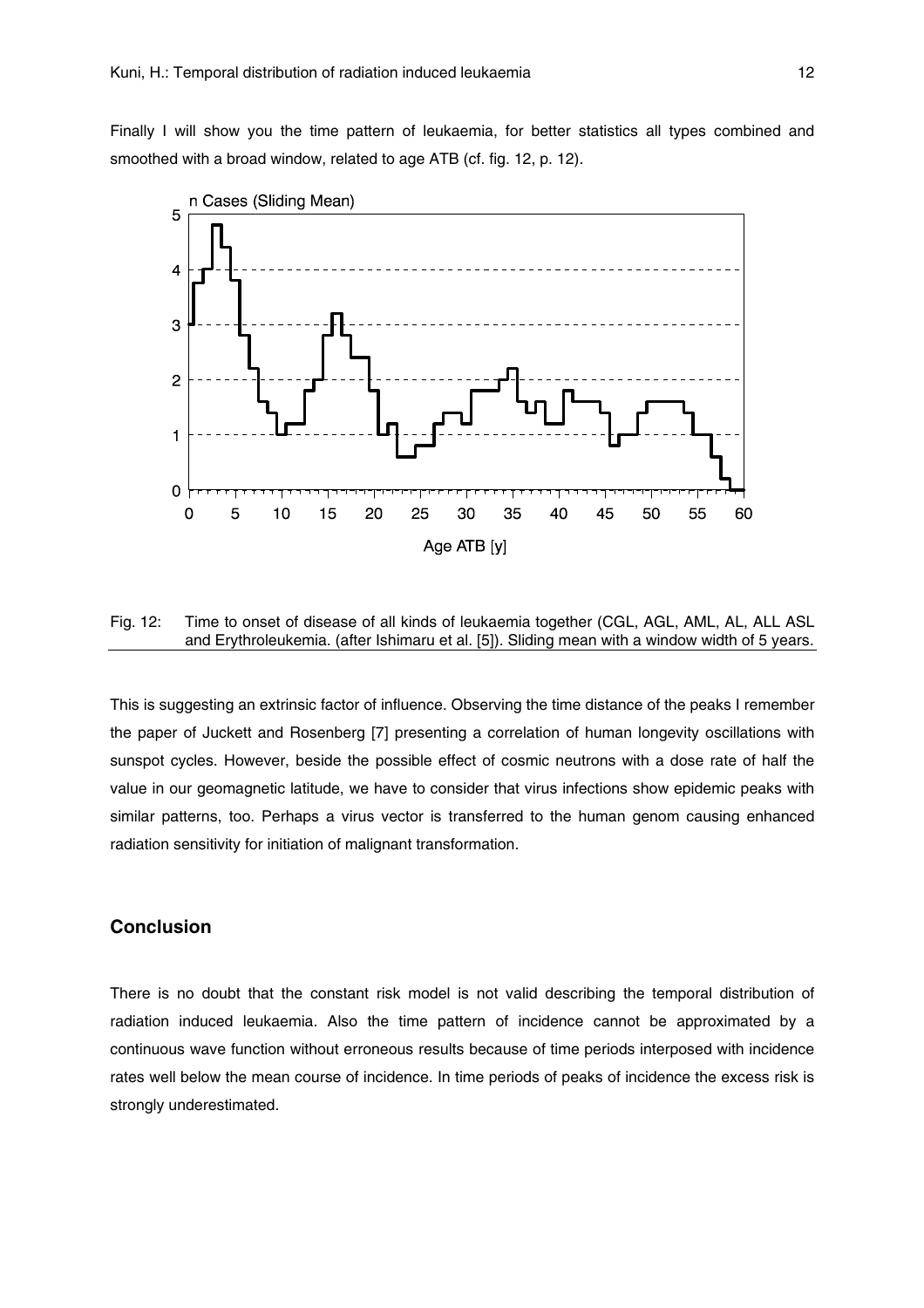Finally I will show you the time pattern of leukaemia, for better statistics all types combined and smoothed with a broad window, related to age ATB (cf. fig. 12, p. 12).

Fig. 12: Time to onset of disease of all kinds of leukaemia together (CGL, AGL, AML, AL, ALL ASL and Erythroleukemia. (after Ishimaru et al. [5]). Sliding mean with a window width of 5 years.

This is suggesting an extrinsic factor of influence. Observing the time distance of the peaks I remember the paper of Juckett and Rosenberg [7] presenting a correlation of human longevity oscillations with sunspot cycles. However, beside the possible effect of cosmic neutrons with a dose rate of half the value in our geomagnetic latitude, we have to consider that virus infections show epidemic peaks with similar patterns, too. Perhaps a virus vector is transferred to the human genom causing enhanced radiation sensitivity for initiation of malignant transformation.

## Conclusion

There is no doubt that the constant risk model is not valid describing the temporal distribution of radiation induced leukaemia. Also the time pattern of incidence cannot be approximated by a continuous wave function without erroneous results because of time periods interposed with incidence rates well below the mean course of incidence. In time periods of peaks of incidence the excess risk is strongly underestimated.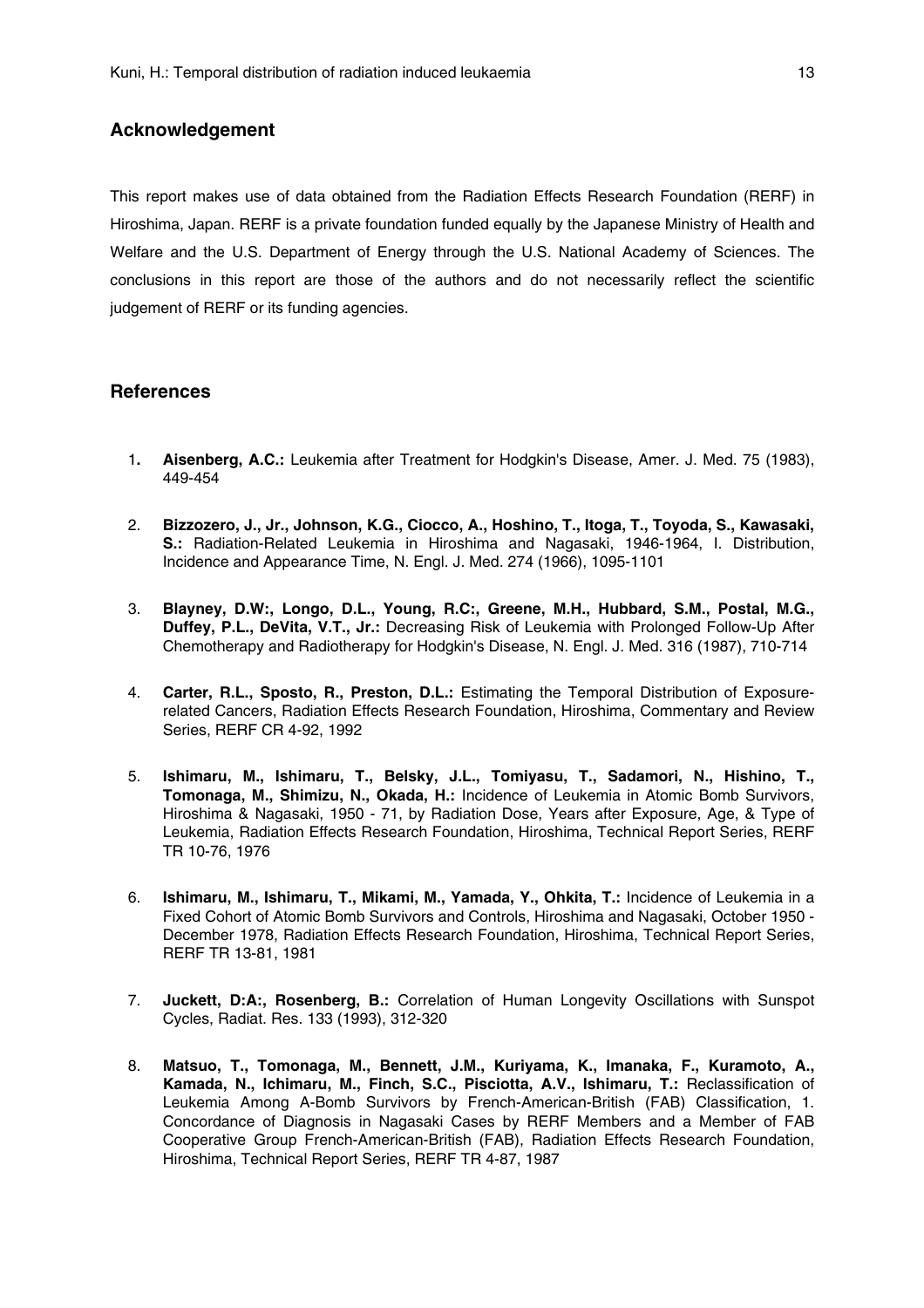## Acknowledgement

This report makes use of data obtained from the Radiation Effects Research Foundation (RERF) in Hiroshima, Japan. RERF is a private foundation funded equally by the Japanese Ministry of Health and Welfare and the U.S. Department of Energy through the U.S. National Academy of Sciences. The conclusions in this report are those of the authors and do not necessarily reflect the scientific judgement of RERF or its funding agencies.

## References

1. **Aisenberg, A.C.:** Leukemia after Treatment for Hodgkin's Disease, Amer. J. Med. 75 (1983), 449-454

2. **Bizzozero, J., Jr., Johnson, K.G., Ciocco, A., Hoshino, T., Itoga, T., Toyoda, S., Kawasaki, S.:** Radiation-Related Leukemia in Hiroshima and Nagasaki, 1946-1964, I. Distribution, Incidence and Appearance Time, N. Engl. J. Med. 274 (1966), 1095-1101

3. **Blayney, D.W:, Longo, D.L., Young, R.C:, Greene, M.H., Hubbard, S.M., Postal, M.G., Duffey, P.L., DeVita, V.T., Jr.:** Decreasing Risk of Leukemia with Prolonged Follow-Up After Chemotherapy and Radiotherapy for Hodgkin's Disease, N. Engl. J. Med. 316 (1987), 710-714

4. **Carter, R.L., Sposto, R., Preston, D.L.:** Estimating the Temporal Distribution of Exposure-related Cancers, Radiation Effects Research Foundation, Hiroshima, Commentary and Review Series, RERF CR 4-92, 1992

5. **Ishimaru, M., Ishimaru, T., Belsky, J.L., Tomiyasu, T., Sadamori, N., Hishino, T., Tomonaga, M., Shimizu, N., Okada, H.:** Incidence of Leukemia in Atomic Bomb Survivors, Hiroshima & Nagasaki, 1950 - 71, by Radiation Dose, Years after Exposure, Age, & Type of Leukemia, Radiation Effects Research Foundation, Hiroshima, Technical Report Series, RERF TR 10-76, 1976

6. **Ishimaru, M., Ishimaru, T., Mikami, M., Yamada, Y., Ohkita, T.:** Incidence of Leukemia in a Fixed Cohort of Atomic Bomb Survivors and Controls, Hiroshima and Nagasaki, October 1950 - December 1978, Radiation Effects Research Foundation, Hiroshima, Technical Report Series, RERF TR 13-81, 1981

7. **Juckett, D:A:, Rosenberg, B.:** Correlation of Human Longevity Oscillations with Sunspot Cycles, Radiat. Res. 133 (1993), 312-320

8. **Matsuo, T., Tomonaga, M., Bennett, J.M., Kuriyama, K., Imanaka, F., Kuramoto, A., Kamada, N., Ichimaru, M., Finch, S.C., Pisciotta, A.V., Ishimaru, T.:** Reclassification of Leukemia Among A-Bomb Survivors by French-American-British (FAB) Classification, 1. Concordance of Diagnosis in Nagasaki Cases by RERF Members and a Member of FAB Cooperative Group French-American-British (FAB), Radiation Effects Research Foundation, Hiroshima, Technical Report Series, RERF TR 4-87, 1987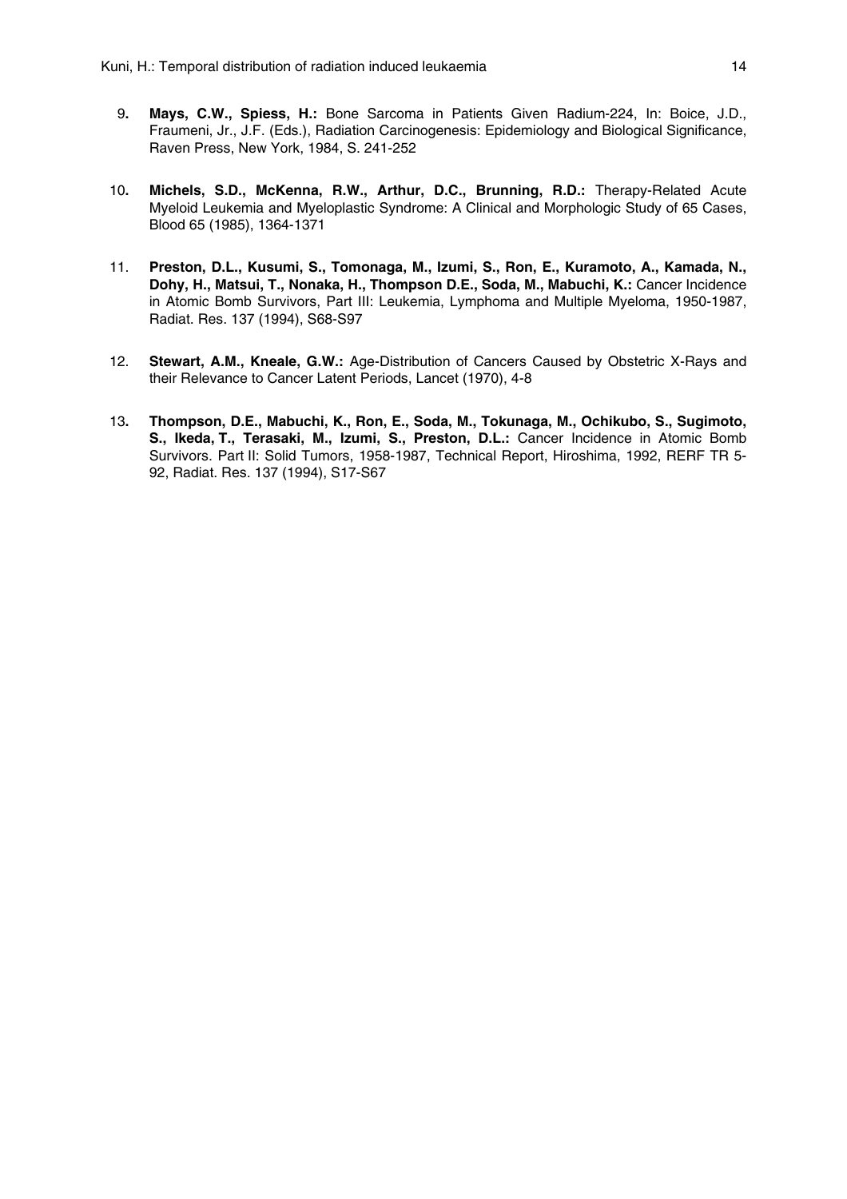9. **Mays, C.W., Spiess, H.:** Bone Sarcoma in Patients Given Radium-224, In: Boice, J.D., Fraumeni, Jr., J.F. (Eds.), Radiation Carcinogenesis: Epidemiology and Biological Significance, Raven Press, New York, 1984, S. 241-252

10. **Michels, S.D., McKenna, R.W., Arthur, D.C., Brunning, R.D.:** Therapy-Related Acute Myeloid Leukemia and Myeloplastic Syndrome: A Clinical and Morphologic Study of 65 Cases, Blood 65 (1985), 1364-1371

11. **Preston, D.L., Kusumi, S., Tomonaga, M., Izumi, S., Ron, E., Kuramoto, A., Kamada, N., Dohy, H., Matsui, T., Nonaka, H., Thompson D.E., Soda, M., Mabuchi, K.:** Cancer Incidence in Atomic Bomb Survivors, Part III: Leukemia, Lymphoma and Multiple Myeloma, 1950-1987, Radiat. Res. 137 (1994), S68-S97

12. **Stewart, A.M., Kneale, G.W.:** Age-Distribution of Cancers Caused by Obstetric X-Rays and their Relevance to Cancer Latent Periods, Lancet (1970), 4-8

13. **Thompson, D.E., Mabuchi, K., Ron, E., Soda, M., Tokunaga, M., Ochikubo, S., Sugimoto, S., Ikeda, T., Terasaki, M., Izumi, S., Preston, D.L.:** Cancer Incidence in Atomic Bomb Survivors. Part II: Solid Tumors, 1958-1987, Technical Report, Hiroshima, 1992, RERF TR 5-92, Radiat. Res. 137 (1994), S17-S67